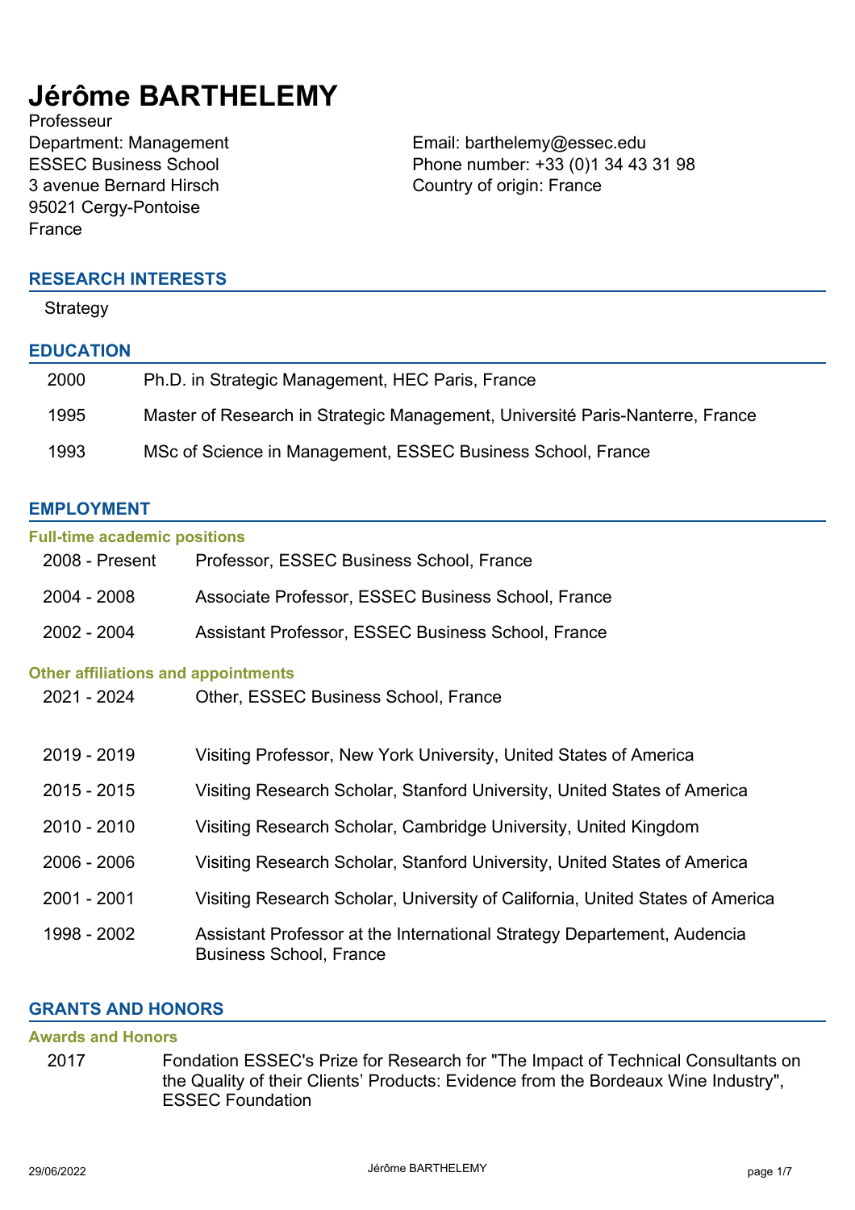# Jérôme BARTHELEMY

Professeur
Department: Management
ESSEC Business School
3 avenue Bernard Hirsch
95021 Cergy-Pontoise
France

Email: barthelemy@essec.edu
Phone number: +33 (0)1 34 43 31 98
Country of origin: France

## RESEARCH INTERESTS

Strategy

## EDUCATION

| | |
|---|---|
| 2000 | Ph.D. in Strategic Management, HEC Paris, France |
| 1995 | Master of Research in Strategic Management, Université Paris-Nanterre, France |
| 1993 | MSc of Science in Management, ESSEC Business School, France |

## EMPLOYMENT

### Full-time academic positions

| | |
|---|---|
| 2008 - Present | Professor, ESSEC Business School, France |
| 2004 - 2008 | Associate Professor, ESSEC Business School, France |
| 2002 - 2004 | Assistant Professor, ESSEC Business School, France |

### Other affiliations and appointments

| | |
|---|---|
| 2021 - 2024 | Other, ESSEC Business School, France |
| 2019 - 2019 | Visiting Professor, New York University, United States of America |
| 2015 - 2015 | Visiting Research Scholar, Stanford University, United States of America |
| 2010 - 2010 | Visiting Research Scholar, Cambridge University, United Kingdom |
| 2006 - 2006 | Visiting Research Scholar, Stanford University, United States of America |
| 2001 - 2001 | Visiting Research Scholar, University of California, United States of America |
| 1998 - 2002 | Assistant Professor at the International Strategy Departement, Audencia Business School, France |

## GRANTS AND HONORS

### Awards and Honors

| | |
|---|---|
| 2017 | Fondation ESSEC's Prize for Research for "The Impact of Technical Consultants on the Quality of their Clients' Products: Evidence from the Bordeaux Wine Industry", ESSEC Foundation |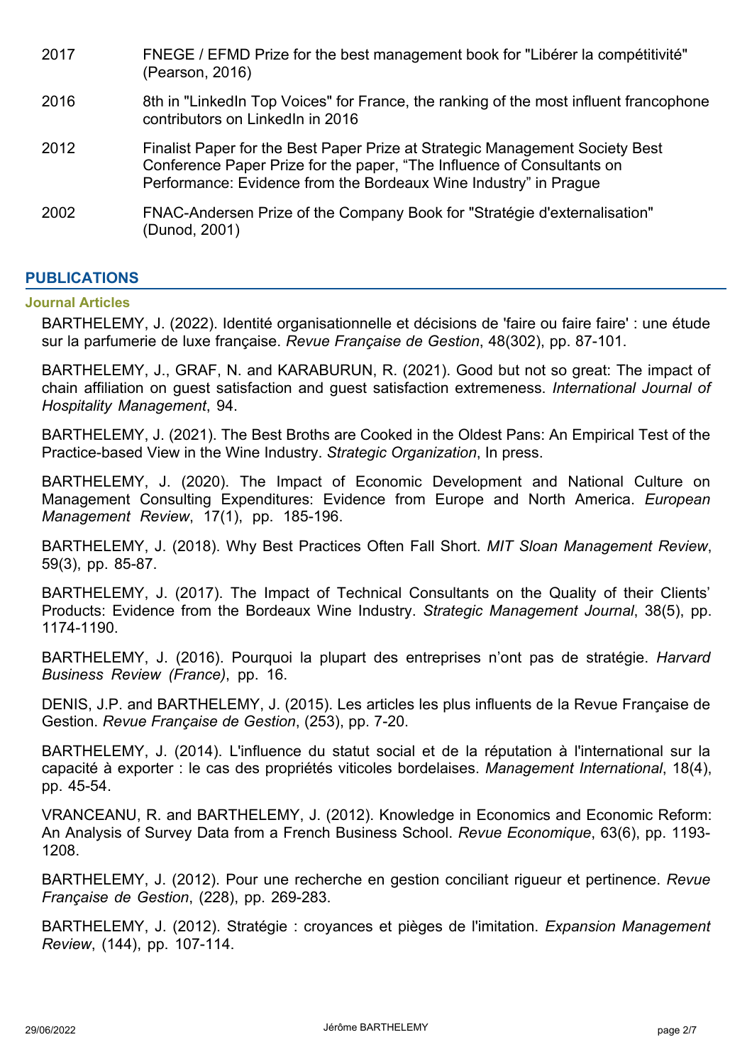| | |
|---|---|
| 2017 | FNEGE / EFMD Prize for the best management book for "Libérer la compétitivité" (Pearson, 2016) |
| 2016 | 8th in "LinkedIn Top Voices" for France, the ranking of the most influent francophone contributors on LinkedIn in 2016 |
| 2012 | Finalist Paper for the Best Paper Prize at Strategic Management Society Best Conference Paper Prize for the paper, “The Influence of Consultants on Performance: Evidence from the Bordeaux Wine Industry” in Prague |
| 2002 | FNAC-Andersen Prize of the Company Book for "Stratégie d'externalisation" (Dunod, 2001) |

## PUBLICATIONS

### Journal Articles

BARTHELEMY, J. (2022). Identité organisationnelle et décisions de 'faire ou faire faire' : une étude sur la parfumerie de luxe française. *Revue Française de Gestion*, 48(302), pp. 87-101.

BARTHELEMY, J., GRAF, N. and KARABURUN, R. (2021). Good but not so great: The impact of chain affiliation on guest satisfaction and guest satisfaction extremeness. *International Journal of Hospitality Management*, 94.

BARTHELEMY, J. (2021). The Best Broths are Cooked in the Oldest Pans: An Empirical Test of the Practice-based View in the Wine Industry. *Strategic Organization*, In press.

BARTHELEMY, J. (2020). The Impact of Economic Development and National Culture on Management Consulting Expenditures: Evidence from Europe and North America. *European Management Review*, 17(1), pp. 185-196.

BARTHELEMY, J. (2018). Why Best Practices Often Fall Short. *MIT Sloan Management Review*, 59(3), pp. 85-87.

BARTHELEMY, J. (2017). The Impact of Technical Consultants on the Quality of their Clients' Products: Evidence from the Bordeaux Wine Industry. *Strategic Management Journal*, 38(5), pp. 1174-1190.

BARTHELEMY, J. (2016). Pourquoi la plupart des entreprises n’ont pas de stratégie. *Harvard Business Review (France)*, pp. 16.

DENIS, J.P. and BARTHELEMY, J. (2015). Les articles les plus influents de la Revue Française de Gestion. *Revue Française de Gestion*, (253), pp. 7-20.

BARTHELEMY, J. (2014). L'influence du statut social et de la réputation à l'international sur la capacité à exporter : le cas des propriétés viticoles bordelaises. *Management International*, 18(4), pp. 45-54.

VRANCEANU, R. and BARTHELEMY, J. (2012). Knowledge in Economics and Economic Reform: An Analysis of Survey Data from a French Business School. *Revue Economique*, 63(6), pp. 1193-1208.

BARTHELEMY, J. (2012). Pour une recherche en gestion conciliant rigueur et pertinence. *Revue Française de Gestion*, (228), pp. 269-283.

BARTHELEMY, J. (2012). Stratégie : croyances et pièges de l'imitation. *Expansion Management Review*, (144), pp. 107-114.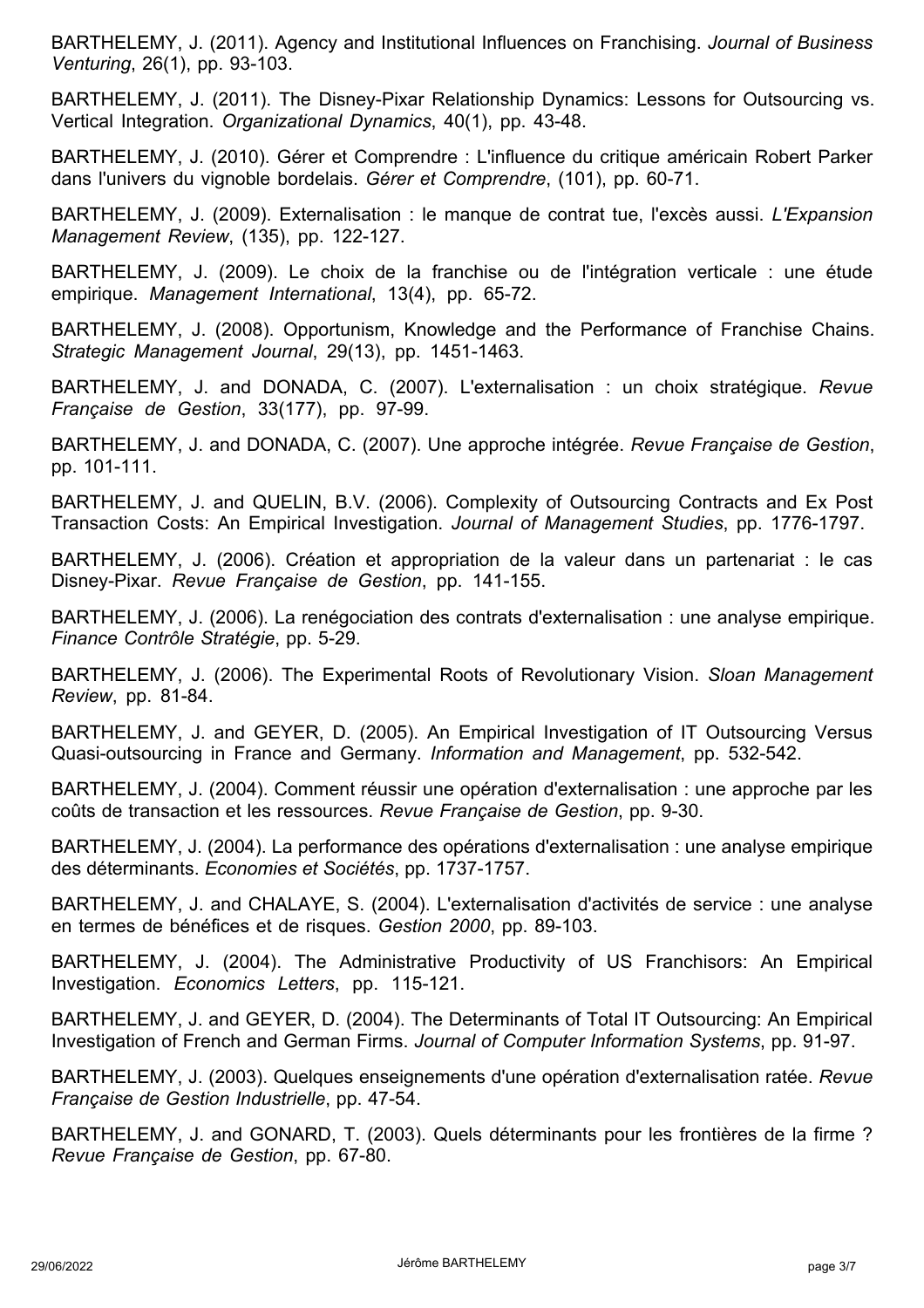BARTHELEMY, J. (2011). Agency and Institutional Influences on Franchising. *Journal of Business Venturing*, 26(1), pp. 93-103.

BARTHELEMY, J. (2011). The Disney-Pixar Relationship Dynamics: Lessons for Outsourcing vs. Vertical Integration. *Organizational Dynamics*, 40(1), pp. 43-48.

BARTHELEMY, J. (2010). Gérer et Comprendre : L'influence du critique américain Robert Parker dans l'univers du vignoble bordelais. *Gérer et Comprendre*, (101), pp. 60-71.

BARTHELEMY, J. (2009). Externalisation : le manque de contrat tue, l'excès aussi. *L'Expansion Management Review*, (135), pp. 122-127.

BARTHELEMY, J. (2009). Le choix de la franchise ou de l'intégration verticale : une étude empirique. *Management International*, 13(4), pp. 65-72.

BARTHELEMY, J. (2008). Opportunism, Knowledge and the Performance of Franchise Chains. *Strategic Management Journal*, 29(13), pp. 1451-1463.

BARTHELEMY, J. and DONADA, C. (2007). L'externalisation : un choix stratégique. *Revue Française de Gestion*, 33(177), pp. 97-99.

BARTHELEMY, J. and DONADA, C. (2007). Une approche intégrée. *Revue Française de Gestion*, pp. 101-111.

BARTHELEMY, J. and QUELIN, B.V. (2006). Complexity of Outsourcing Contracts and Ex Post Transaction Costs: An Empirical Investigation. *Journal of Management Studies*, pp. 1776-1797.

BARTHELEMY, J. (2006). Création et appropriation de la valeur dans un partenariat : le cas Disney-Pixar. *Revue Française de Gestion*, pp. 141-155.

BARTHELEMY, J. (2006). La renégociation des contrats d'externalisation : une analyse empirique. *Finance Contrôle Stratégie*, pp. 5-29.

BARTHELEMY, J. (2006). The Experimental Roots of Revolutionary Vision. *Sloan Management Review*, pp. 81-84.

BARTHELEMY, J. and GEYER, D. (2005). An Empirical Investigation of IT Outsourcing Versus Quasi-outsourcing in France and Germany. *Information and Management*, pp. 532-542.

BARTHELEMY, J. (2004). Comment réussir une opération d'externalisation : une approche par les coûts de transaction et les ressources. *Revue Française de Gestion*, pp. 9-30.

BARTHELEMY, J. (2004). La performance des opérations d'externalisation : une analyse empirique des déterminants. *Economies et Sociétés*, pp. 1737-1757.

BARTHELEMY, J. and CHALAYE, S. (2004). L'externalisation d'activités de service : une analyse en termes de bénéfices et de risques. *Gestion 2000*, pp. 89-103.

BARTHELEMY, J. (2004). The Administrative Productivity of US Franchisors: An Empirical Investigation. *Economics Letters*, pp. 115-121.

BARTHELEMY, J. and GEYER, D. (2004). The Determinants of Total IT Outsourcing: An Empirical Investigation of French and German Firms. *Journal of Computer Information Systems*, pp. 91-97.

BARTHELEMY, J. (2003). Quelques enseignements d'une opération d'externalisation ratée. *Revue Française de Gestion Industrielle*, pp. 47-54.

BARTHELEMY, J. and GONARD, T. (2003). Quels déterminants pour les frontières de la firme ? *Revue Française de Gestion*, pp. 67-80.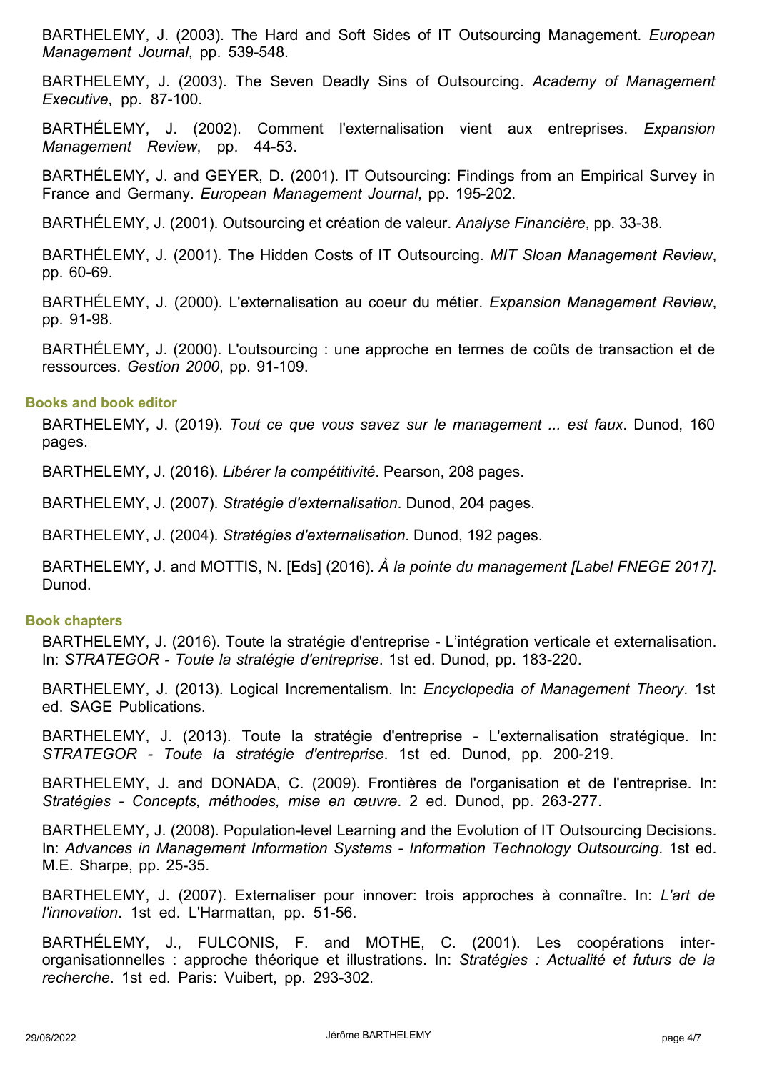BARTHELEMY, J. (2003). The Hard and Soft Sides of IT Outsourcing Management. *European Management Journal*, pp. 539-548.

BARTHELEMY, J. (2003). The Seven Deadly Sins of Outsourcing. *Academy of Management Executive*, pp. 87-100.

BARTHÉLEMY, J. (2002). Comment l'externalisation vient aux entreprises. *Expansion Management Review*, pp. 44-53.

BARTHÉLEMY, J. and GEYER, D. (2001). IT Outsourcing: Findings from an Empirical Survey in France and Germany. *European Management Journal*, pp. 195-202.

BARTHÉLEMY, J. (2001). Outsourcing et création de valeur. *Analyse Financière*, pp. 33-38.

BARTHÉLEMY, J. (2001). The Hidden Costs of IT Outsourcing. *MIT Sloan Management Review*, pp. 60-69.

BARTHÉLEMY, J. (2000). L'externalisation au coeur du métier. *Expansion Management Review*, pp. 91-98.

BARTHÉLEMY, J. (2000). L'outsourcing : une approche en termes de coûts de transaction et de ressources. *Gestion 2000*, pp. 91-109.

### Books and book editor

BARTHELEMY, J. (2019). *Tout ce que vous savez sur le management ... est faux*. Dunod, 160 pages.

BARTHELEMY, J. (2016). *Libérer la compétitivité*. Pearson, 208 pages.

BARTHELEMY, J. (2007). *Stratégie d'externalisation*. Dunod, 204 pages.

BARTHELEMY, J. (2004). *Stratégies d'externalisation*. Dunod, 192 pages.

BARTHELEMY, J. and MOTTIS, N. [Eds] (2016). *À la pointe du management [Label FNEGE 2017]*. Dunod.

### Book chapters

BARTHELEMY, J. (2016). Toute la stratégie d'entreprise - L'intégration verticale et externalisation. In: *STRATEGOR - Toute la stratégie d'entreprise*. 1st ed. Dunod, pp. 183-220.

BARTHELEMY, J. (2013). Logical Incrementalism. In: *Encyclopedia of Management Theory*. 1st ed. SAGE Publications.

BARTHELEMY, J. (2013). Toute la stratégie d'entreprise - L'externalisation stratégique. In: *STRATEGOR - Toute la stratégie d'entreprise*. 1st ed. Dunod, pp. 200-219.

BARTHELEMY, J. and DONADA, C. (2009). Frontières de l'organisation et de l'entreprise. In: *Stratégies - Concepts, méthodes, mise en œuvre*. 2 ed. Dunod, pp. 263-277.

BARTHELEMY, J. (2008). Population-level Learning and the Evolution of IT Outsourcing Decisions. In: *Advances in Management Information Systems - Information Technology Outsourcing*. 1st ed. M.E. Sharpe, pp. 25-35.

BARTHELEMY, J. (2007). Externaliser pour innover: trois approches à connaître. In: *L'art de l'innovation*. 1st ed. L'Harmattan, pp. 51-56.

BARTHÉLEMY, J., FULCONIS, F. and MOTHE, C. (2001). Les coopérations inter-organisationnelles : approche théorique et illustrations. In: *Stratégies : Actualité et futurs de la recherche*. 1st ed. Paris: Vuibert, pp. 293-302.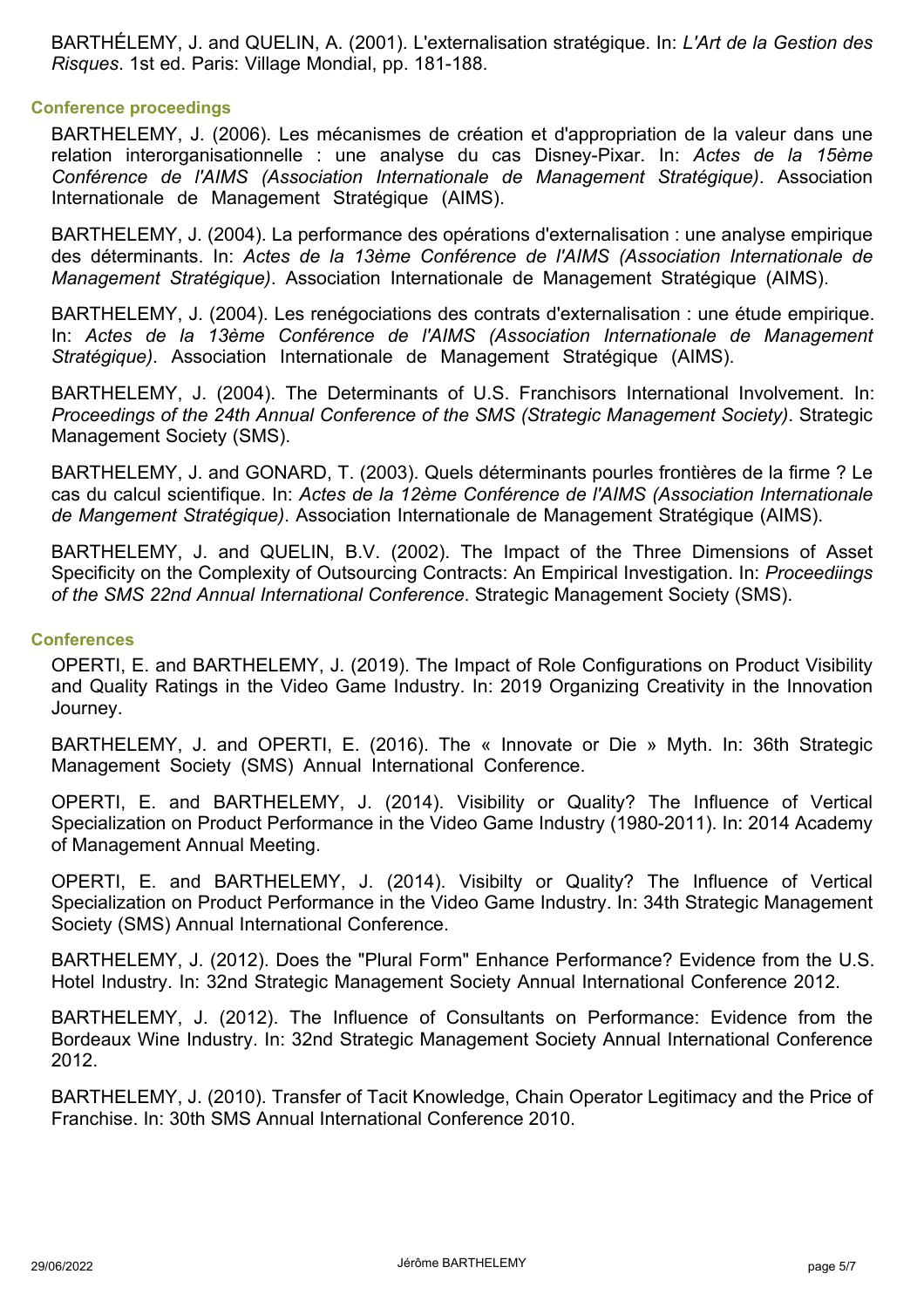BARTHÉLEMY, J. and QUELIN, A. (2001). L'externalisation stratégique. In: *L'Art de la Gestion des Risques*. 1st ed. Paris: Village Mondial, pp. 181-188.

### Conference proceedings

BARTHELEMY, J. (2006). Les mécanismes de création et d'appropriation de la valeur dans une relation interorganisationnelle : une analyse du cas Disney-Pixar. In: *Actes de la 15ème Conférence de l'AIMS (Association Internationale de Management Stratégique)*. Association Internationale de Management Stratégique (AIMS).

BARTHELEMY, J. (2004). La performance des opérations d'externalisation : une analyse empirique des déterminants. In: *Actes de la 13ème Conférence de l'AIMS (Association Internationale de Management Stratégique)*. Association Internationale de Management Stratégique (AIMS).

BARTHELEMY, J. (2004). Les renégociations des contrats d'externalisation : une étude empirique. In: *Actes de la 13ème Conférence de l'AIMS (Association Internationale de Management Stratégique)*. Association Internationale de Management Stratégique (AIMS).

BARTHELEMY, J. (2004). The Determinants of U.S. Franchisors International Involvement. In: *Proceedings of the 24th Annual Conference of the SMS (Strategic Management Society)*. Strategic Management Society (SMS).

BARTHELEMY, J. and GONARD, T. (2003). Quels déterminants pourles frontières de la firme ? Le cas du calcul scientifique. In: *Actes de la 12ème Conférence de l'AIMS (Association Internationale de Mangement Stratégique)*. Association Internationale de Management Stratégique (AIMS).

BARTHELEMY, J. and QUELIN, B.V. (2002). The Impact of the Three Dimensions of Asset Specificity on the Complexity of Outsourcing Contracts: An Empirical Investigation. In: *Proceediings of the SMS 22nd Annual International Conference*. Strategic Management Society (SMS).

### Conferences

OPERTI, E. and BARTHELEMY, J. (2019). The Impact of Role Configurations on Product Visibility and Quality Ratings in the Video Game Industry. In: 2019 Organizing Creativity in the Innovation Journey.

BARTHELEMY, J. and OPERTI, E. (2016). The « Innovate or Die » Myth. In: 36th Strategic Management Society (SMS) Annual International Conference.

OPERTI, E. and BARTHELEMY, J. (2014). Visibility or Quality? The Influence of Vertical Specialization on Product Performance in the Video Game Industry (1980-2011). In: 2014 Academy of Management Annual Meeting.

OPERTI, E. and BARTHELEMY, J. (2014). Visibilty or Quality? The Influence of Vertical Specialization on Product Performance in the Video Game Industry. In: 34th Strategic Management Society (SMS) Annual International Conference.

BARTHELEMY, J. (2012). Does the "Plural Form" Enhance Performance? Evidence from the U.S. Hotel Industry. In: 32nd Strategic Management Society Annual International Conference 2012.

BARTHELEMY, J. (2012). The Influence of Consultants on Performance: Evidence from the Bordeaux Wine Industry. In: 32nd Strategic Management Society Annual International Conference 2012.

BARTHELEMY, J. (2010). Transfer of Tacit Knowledge, Chain Operator Legitimacy and the Price of Franchise. In: 30th SMS Annual International Conference 2010.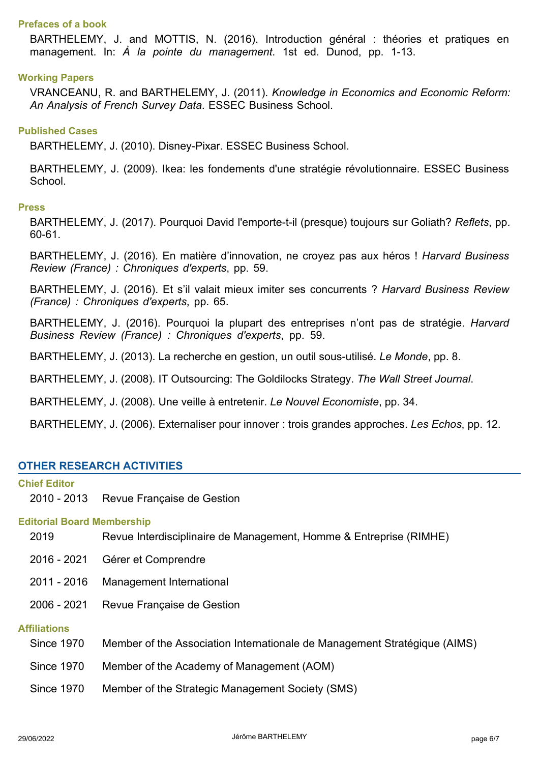### Prefaces of a book

BARTHELEMY, J. and MOTTIS, N. (2016). Introduction général : théories et pratiques en management. In: *À la pointe du management*. 1st ed. Dunod, pp. 1-13.

### Working Papers

VRANCEANU, R. and BARTHELEMY, J. (2011). *Knowledge in Economics and Economic Reform: An Analysis of French Survey Data*. ESSEC Business School.

### Published Cases

BARTHELEMY, J. (2010). Disney-Pixar. ESSEC Business School.

BARTHELEMY, J. (2009). Ikea: les fondements d'une stratégie révolutionnaire. ESSEC Business School.

### Press

BARTHELEMY, J. (2017). Pourquoi David l'emporte-t-il (presque) toujours sur Goliath? *Reflets*, pp. 60-61.

BARTHELEMY, J. (2016). En matière d'innovation, ne croyez pas aux héros ! *Harvard Business Review (France) : Chroniques d'experts*, pp. 59.

BARTHELEMY, J. (2016). Et s'il valait mieux imiter ses concurrents ? *Harvard Business Review (France) : Chroniques d'experts*, pp. 65.

BARTHELEMY, J. (2016). Pourquoi la plupart des entreprises n'ont pas de stratégie. *Harvard Business Review (France) : Chroniques d'experts*, pp. 59.

BARTHELEMY, J. (2013). La recherche en gestion, un outil sous-utilisé. *Le Monde*, pp. 8.

BARTHELEMY, J. (2008). IT Outsourcing: The Goldilocks Strategy. *The Wall Street Journal*.

BARTHELEMY, J. (2008). Une veille à entretenir. *Le Nouvel Economiste*, pp. 34.

BARTHELEMY, J. (2006). Externaliser pour innover : trois grandes approches. *Les Echos*, pp. 12.

## OTHER RESEARCH ACTIVITIES

### Chief Editor

2010 - 2013 Revue Française de Gestion

### Editorial Board Membership

2019 Revue Interdisciplinaire de Management, Homme & Entreprise (RIMHE)

2016 - 2021 Gérer et Comprendre

2011 - 2016 Management International

2006 - 2021 Revue Française de Gestion

### Affiliations

Since 1970 Member of the Association Internationale de Management Stratégique (AIMS)

Since 1970 Member of the Academy of Management (AOM)

Since 1970 Member of the Strategic Management Society (SMS)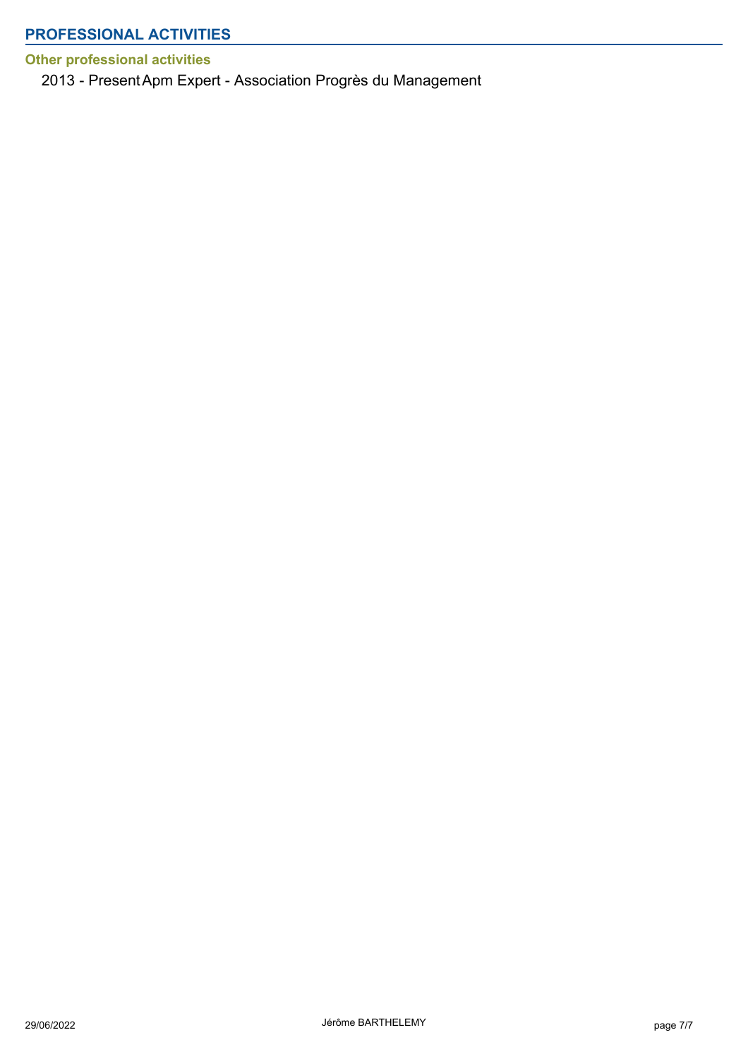## PROFESSIONAL ACTIVITIES

### Other professional activities

2013 - Present Apm Expert - Association Progrès du Management